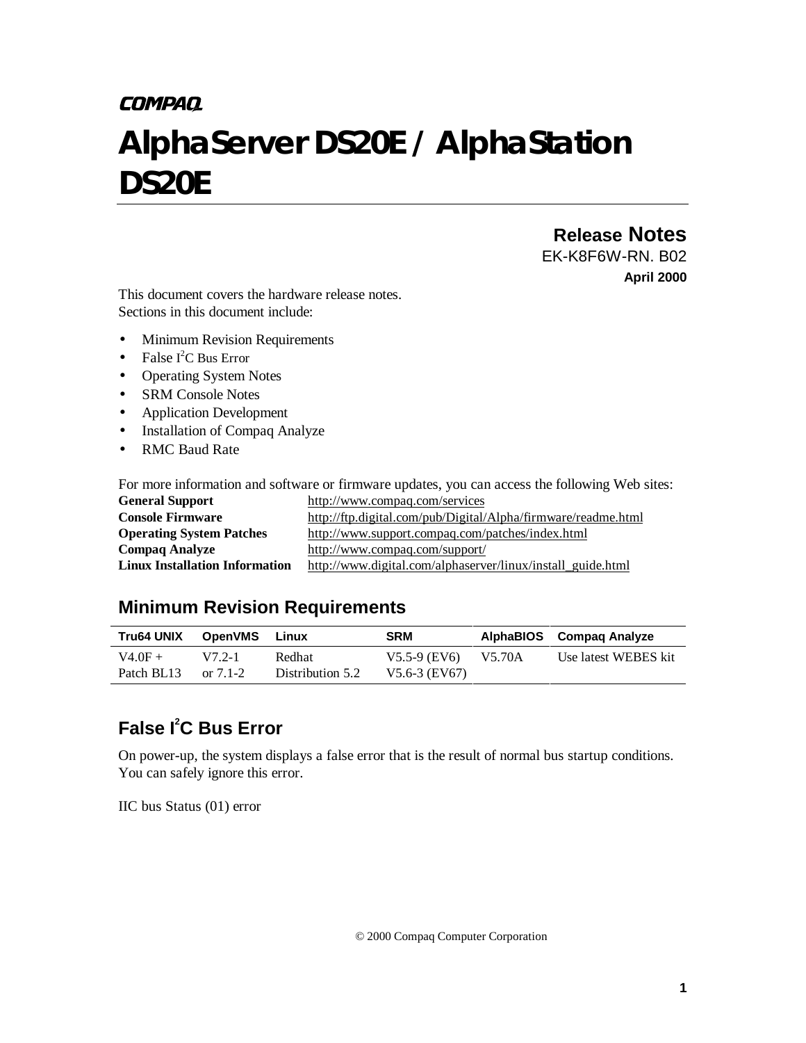COMPAQ

# AlphaServer DS20E / AlphaStation DS20E

## Release Notes

EK-K8F6W-RN. B02

**April 2000**

This document covers the hardware release notes.
Sections in this document include:

- Minimum Revision Requirements
- False $I^2C$ Bus Error
- Operating System Notes
- SRM Console Notes
- Application Development
- Installation of Compaq Analyze
- RMC Baud Rate

For more information and software or firmware updates, you can access the following Web sites:

| | |
|---|---|
| **General Support** | http://www.compaq.com/services |
| **Console Firmware** | http://ftp.digital.com/pub/Digital/Alpha/firmware/readme.html |
| **Operating System Patches** | http://www.support.compaq.com/patches/index.html |
| **Compaq Analyze** | http://www.compaq.com/support/ |
| **Linux Installation Information** | http://www.digital.com/alphaserver/linux/install_guide.html |

## Minimum Revision Requirements

| Tru64 UNIX | OpenVMS | Linux | SRM | AlphaBIOS | Compaq Analyze |
|---|---|---|---|---|---|
| V4.0F + Patch BL13 | V7.2-1 or 7.1-2 | Redhat Distribution 5.2 | V5.5-9 (EV6) V5.6-3 (EV67) | V5.70A | Use latest WEBES kit |

## False $I^2C$ Bus Error

On power-up, the system displays a false error that is the result of normal bus startup conditions. You can safely ignore this error.

IIC bus Status (01) error

© 2000 Compaq Computer Corporation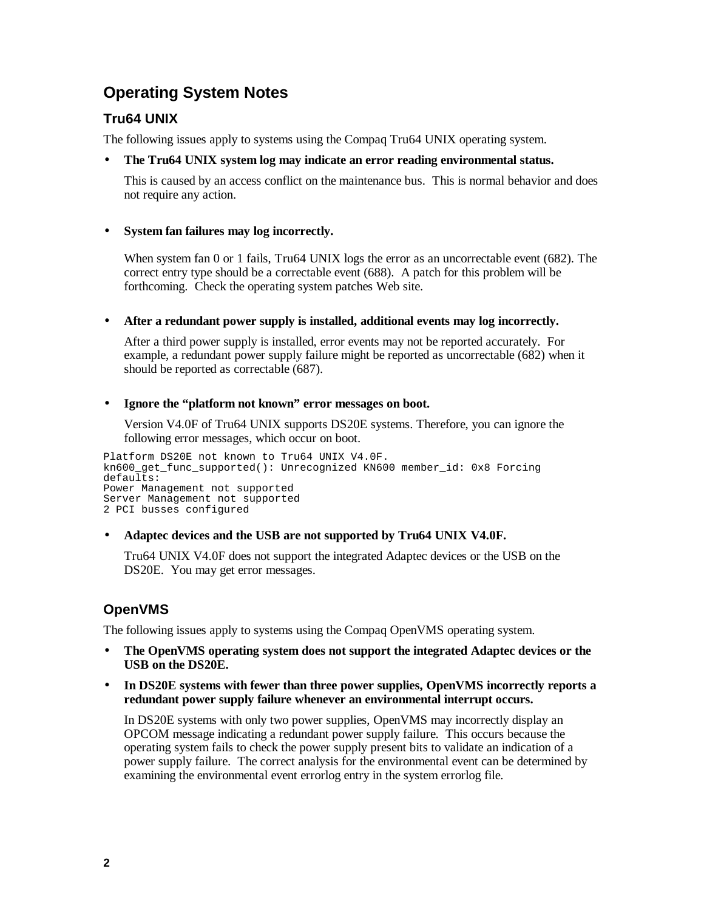## Operating System Notes

### Tru64 UNIX

The following issues apply to systems using the Compaq Tru64 UNIX operating system.

- **The Tru64 UNIX system log may indicate an error reading environmental status.**

  This is caused by an access conflict on the maintenance bus. This is normal behavior and does not require any action.

- **System fan failures may log incorrectly.**

  When system fan 0 or 1 fails, Tru64 UNIX logs the error as an uncorrectable event (682). The correct entry type should be a correctable event (688). A patch for this problem will be forthcoming. Check the operating system patches Web site.

- **After a redundant power supply is installed, additional events may log incorrectly.**

  After a third power supply is installed, error events may not be reported accurately. For example, a redundant power supply failure might be reported as uncorrectable (682) when it should be reported as correctable (687).

- **Ignore the "platform not known" error messages on boot.**

  Version V4.0F of Tru64 UNIX supports DS20E systems. Therefore, you can ignore the following error messages, which occur on boot.

```
Platform DS20E not known to Tru64 UNIX V4.0F.
kn600_get_func_supported(): Unrecognized KN600 member_id: 0x8 Forcing
defaults:
Power Management not supported
Server Management not supported
2 PCI busses configured
```

- **Adaptec devices and the USB are not supported by Tru64 UNIX V4.0F.**

  Tru64 UNIX V4.0F does not support the integrated Adaptec devices or the USB on the DS20E. You may get error messages.

### OpenVMS

The following issues apply to systems using the Compaq OpenVMS operating system.

- **The OpenVMS operating system does not support the integrated Adaptec devices or the USB on the DS20E.**

- **In DS20E systems with fewer than three power supplies, OpenVMS incorrectly reports a redundant power supply failure whenever an environmental interrupt occurs.**

  In DS20E systems with only two power supplies, OpenVMS may incorrectly display an OPCOM message indicating a redundant power supply failure. This occurs because the operating system fails to check the power supply present bits to validate an indication of a power supply failure. The correct analysis for the environmental event can be determined by examining the environmental event errorlog entry in the system errorlog file.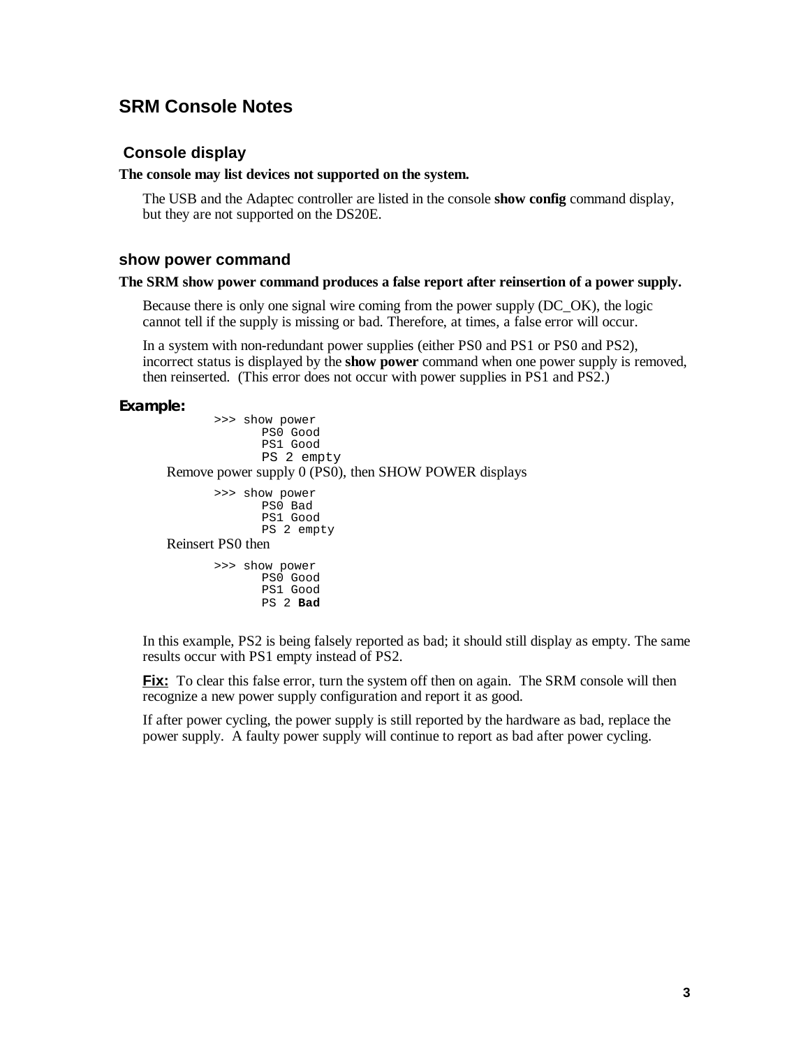## SRM Console Notes

### Console display

**The console may list devices not supported on the system.**

The USB and the Adaptec controller are listed in the console **show config** command display, but they are not supported on the DS20E.

### show power command

**The SRM show power command produces a false report after reinsertion of a power supply.**

Because there is only one signal wire coming from the power supply (DC_OK), the logic cannot tell if the supply is missing or bad. Therefore, at times, a false error will occur.

In a system with non-redundant power supplies (either PS0 and PS1 or PS0 and PS2), incorrect status is displayed by the **show power** command when one power supply is removed, then reinserted. (This error does not occur with power supplies in PS1 and PS2.)

**Example:**

```
>>> show power
      PS0 Good
      PS1 Good
      PS 2 empty
```

Remove power supply 0 (PS0), then SHOW POWER displays

```
>>> show power
      PS0 Bad
      PS1 Good
      PS 2 empty
```

Reinsert PS0 then

```
>>> show power
      PS0 Good
      PS1 Good
      PS 2 Bad
```

In this example, PS2 is being falsely reported as bad; it should still display as empty. The same results occur with PS1 empty instead of PS2.

**Fix:** To clear this false error, turn the system off then on again. The SRM console will then recognize a new power supply configuration and report it as good.

If after power cycling, the power supply is still reported by the hardware as bad, replace the power supply. A faulty power supply will continue to report as bad after power cycling.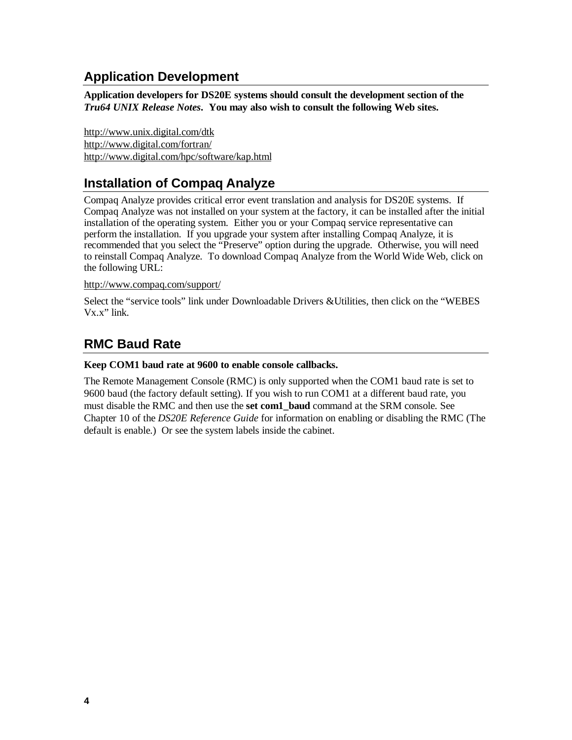## Application Development

**Application developers for DS20E systems should consult the development section of the *Tru64 UNIX Release Notes*. You may also wish to consult the following Web sites.**

http://www.unix.digital.com/dtk
http://www.digital.com/fortran/
http://www.digital.com/hpc/software/kap.html

## Installation of Compaq Analyze

Compaq Analyze provides critical error event translation and analysis for DS20E systems. If Compaq Analyze was not installed on your system at the factory, it can be installed after the initial installation of the operating system. Either you or your Compaq service representative can perform the installation. If you upgrade your system after installing Compaq Analyze, it is recommended that you select the "Preserve" option during the upgrade. Otherwise, you will need to reinstall Compaq Analyze. To download Compaq Analyze from the World Wide Web, click on the following URL:

http://www.compaq.com/support/

Select the "service tools" link under Downloadable Drivers &Utilities, then click on the "WEBES Vx.x" link.

## RMC Baud Rate

**Keep COM1 baud rate at 9600 to enable console callbacks.**

The Remote Management Console (RMC) is only supported when the COM1 baud rate is set to 9600 baud (the factory default setting). If you wish to run COM1 at a different baud rate, you must disable the RMC and then use the **set com1_baud** command at the SRM console. See Chapter 10 of the *DS20E Reference Guide* for information on enabling or disabling the RMC (The default is enable.) Or see the system labels inside the cabinet.